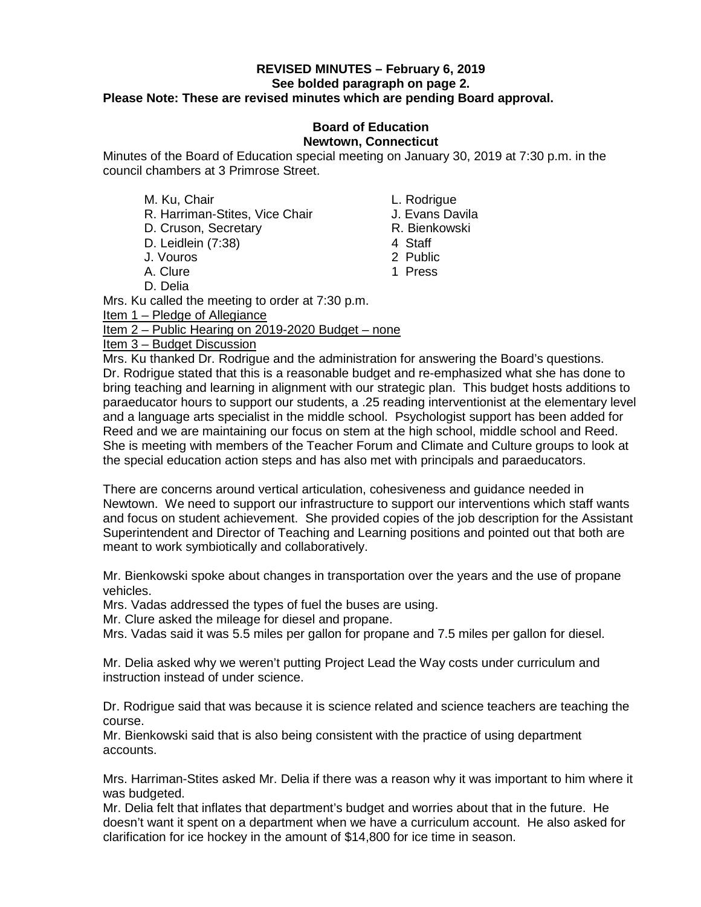**REVISED MINUTES – February 6, 2019**
**See bolded paragraph on page 2.**
**Please Note: These are revised minutes which are pending Board approval.**

**Board of Education**
**Newtown, Connecticut**

Minutes of the Board of Education special meeting on January 30, 2019 at 7:30 p.m. in the council chambers at 3 Primrose Street.

M. Ku, Chair
R. Harriman-Stites, Vice Chair
D. Cruson, Secretary
D. Leidlein (7:38)
J. Vouros
A. Clure
D. Delia

L. Rodrigue
J. Evans Davila
R. Bienkowski
4 Staff
2 Public
1 Press

Mrs. Ku called the meeting to order at 7:30 p.m.

Item 1 – Pledge of Allegiance

Item 2 – Public Hearing on 2019-2020 Budget – none

Item 3 – Budget Discussion

Mrs. Ku thanked Dr. Rodrigue and the administration for answering the Board's questions. Dr. Rodrigue stated that this is a reasonable budget and re-emphasized what she has done to bring teaching and learning in alignment with our strategic plan. This budget hosts additions to paraeducator hours to support our students, a .25 reading interventionist at the elementary level and a language arts specialist in the middle school. Psychologist support has been added for Reed and we are maintaining our focus on stem at the high school, middle school and Reed. She is meeting with members of the Teacher Forum and Climate and Culture groups to look at the special education action steps and has also met with principals and paraeducators.

There are concerns around vertical articulation, cohesiveness and guidance needed in Newtown. We need to support our infrastructure to support our interventions which staff wants and focus on student achievement. She provided copies of the job description for the Assistant Superintendent and Director of Teaching and Learning positions and pointed out that both are meant to work symbiotically and collaboratively.

Mr. Bienkowski spoke about changes in transportation over the years and the use of propane vehicles.

Mrs. Vadas addressed the types of fuel the buses are using.

Mr. Clure asked the mileage for diesel and propane.

Mrs. Vadas said it was 5.5 miles per gallon for propane and 7.5 miles per gallon for diesel.

Mr. Delia asked why we weren't putting Project Lead the Way costs under curriculum and instruction instead of under science.

Dr. Rodrigue said that was because it is science related and science teachers are teaching the course.

Mr. Bienkowski said that is also being consistent with the practice of using department accounts.

Mrs. Harriman-Stites asked Mr. Delia if there was a reason why it was important to him where it was budgeted.

Mr. Delia felt that inflates that department's budget and worries about that in the future. He doesn't want it spent on a department when we have a curriculum account. He also asked for clarification for ice hockey in the amount of $14,800 for ice time in season.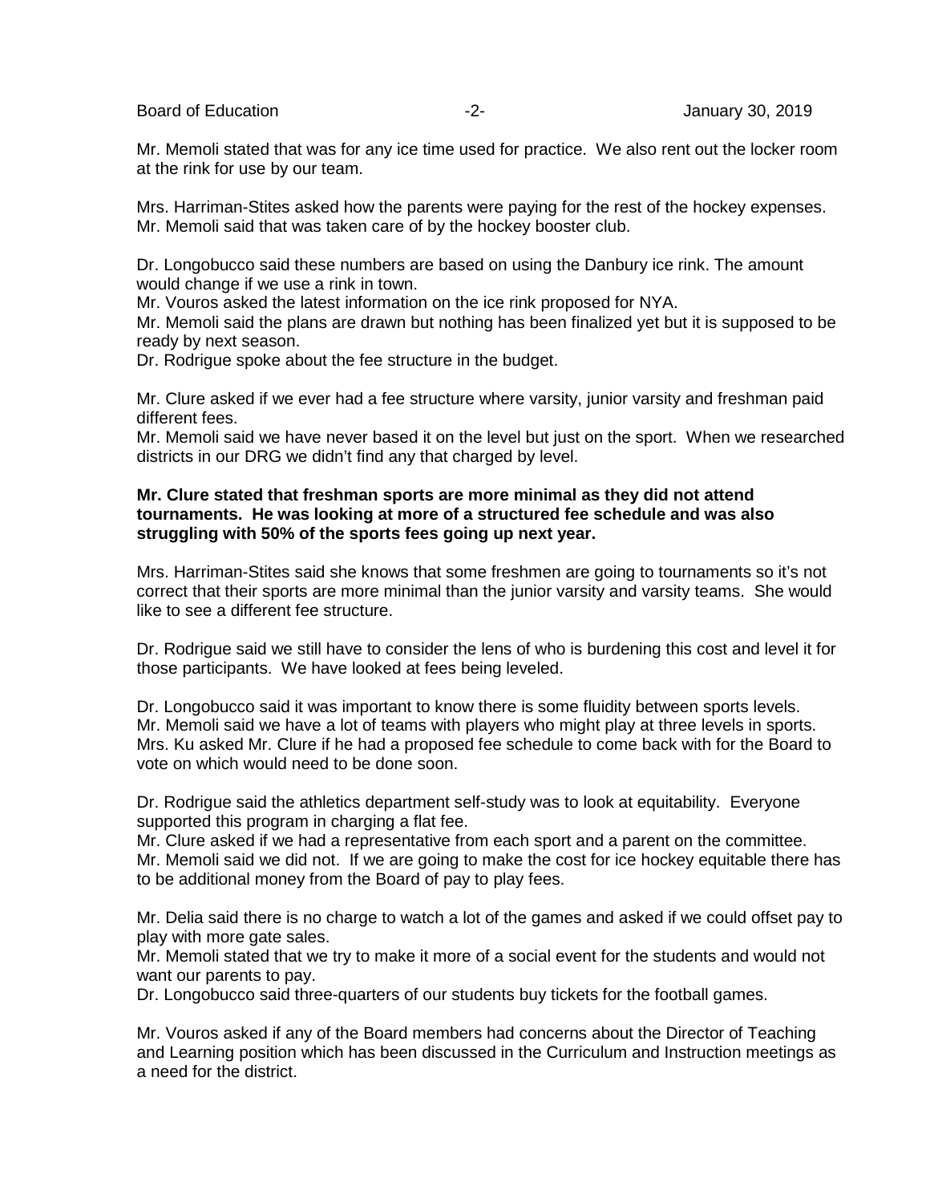Mr. Memoli stated that was for any ice time used for practice. We also rent out the locker room at the rink for use by our team.

Mrs. Harriman-Stites asked how the parents were paying for the rest of the hockey expenses. Mr. Memoli said that was taken care of by the hockey booster club.

Dr. Longobucco said these numbers are based on using the Danbury ice rink. The amount would change if we use a rink in town.
Mr. Vouros asked the latest information on the ice rink proposed for NYA.
Mr. Memoli said the plans are drawn but nothing has been finalized yet but it is supposed to be ready by next season.
Dr. Rodrigue spoke about the fee structure in the budget.

Mr. Clure asked if we ever had a fee structure where varsity, junior varsity and freshman paid different fees.
Mr. Memoli said we have never based it on the level but just on the sport. When we researched districts in our DRG we didn't find any that charged by level.

**Mr. Clure stated that freshman sports are more minimal as they did not attend tournaments. He was looking at more of a structured fee schedule and was also struggling with 50% of the sports fees going up next year.**

Mrs. Harriman-Stites said she knows that some freshmen are going to tournaments so it's not correct that their sports are more minimal than the junior varsity and varsity teams. She would like to see a different fee structure.

Dr. Rodrigue said we still have to consider the lens of who is burdening this cost and level it for those participants. We have looked at fees being leveled.

Dr. Longobucco said it was important to know there is some fluidity between sports levels.
Mr. Memoli said we have a lot of teams with players who might play at three levels in sports.
Mrs. Ku asked Mr. Clure if he had a proposed fee schedule to come back with for the Board to vote on which would need to be done soon.

Dr. Rodrigue said the athletics department self-study was to look at equitability. Everyone supported this program in charging a flat fee.
Mr. Clure asked if we had a representative from each sport and a parent on the committee.
Mr. Memoli said we did not. If we are going to make the cost for ice hockey equitable there has to be additional money from the Board of pay to play fees.

Mr. Delia said there is no charge to watch a lot of the games and asked if we could offset pay to play with more gate sales.
Mr. Memoli stated that we try to make it more of a social event for the students and would not want our parents to pay.
Dr. Longobucco said three-quarters of our students buy tickets for the football games.

Mr. Vouros asked if any of the Board members had concerns about the Director of Teaching and Learning position which has been discussed in the Curriculum and Instruction meetings as a need for the district.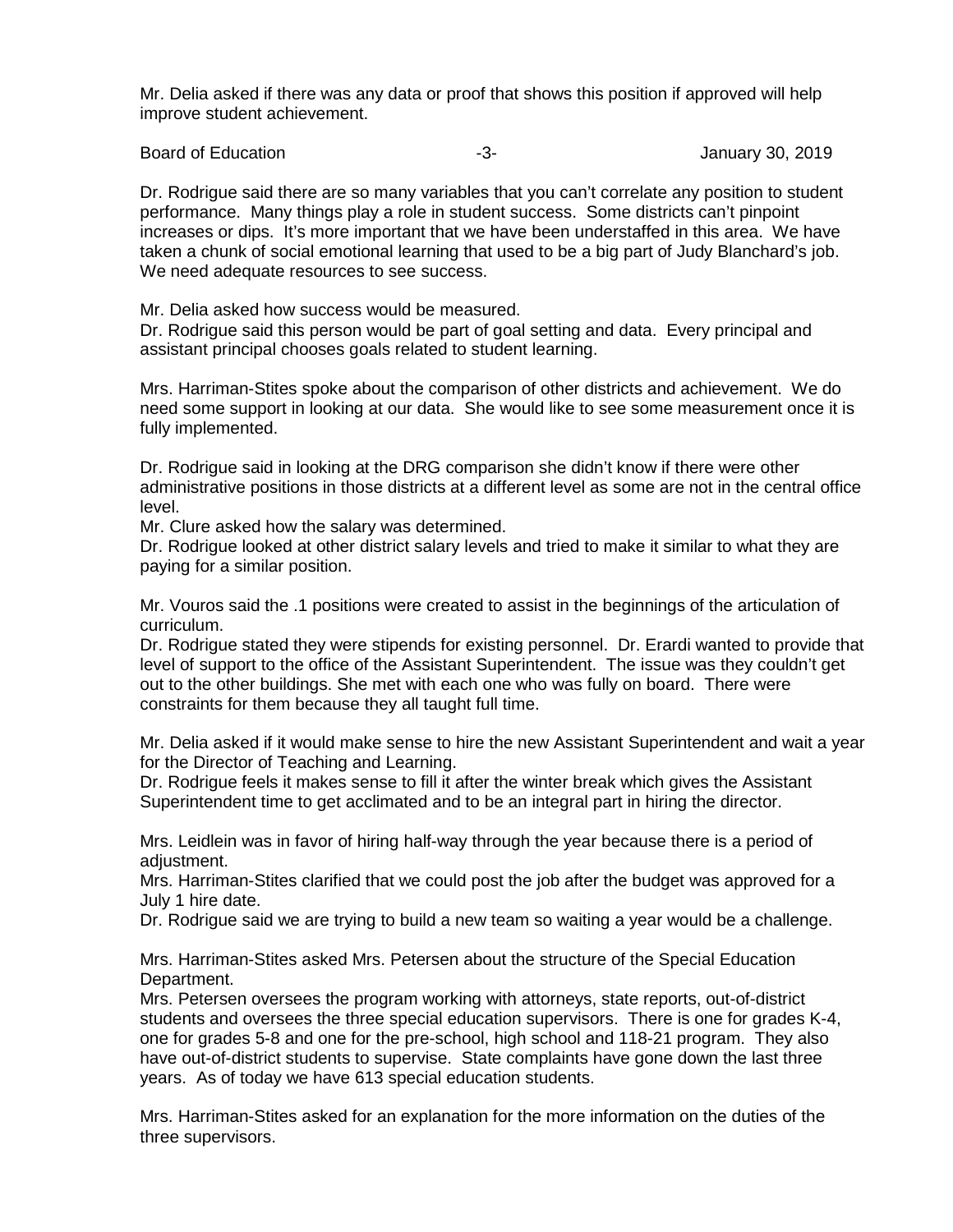Mr. Delia asked if there was any data or proof that shows this position if approved will help improve student achievement.

Dr. Rodrigue said there are so many variables that you can't correlate any position to student performance. Many things play a role in student success. Some districts can't pinpoint increases or dips. It's more important that we have been understaffed in this area. We have taken a chunk of social emotional learning that used to be a big part of Judy Blanchard's job. We need adequate resources to see success.

Mr. Delia asked how success would be measured.
Dr. Rodrigue said this person would be part of goal setting and data. Every principal and assistant principal chooses goals related to student learning.

Mrs. Harriman-Stites spoke about the comparison of other districts and achievement. We do need some support in looking at our data. She would like to see some measurement once it is fully implemented.

Dr. Rodrigue said in looking at the DRG comparison she didn't know if there were other administrative positions in those districts at a different level as some are not in the central office level.
Mr. Clure asked how the salary was determined.
Dr. Rodrigue looked at other district salary levels and tried to make it similar to what they are paying for a similar position.

Mr. Vouros said the .1 positions were created to assist in the beginnings of the articulation of curriculum.
Dr. Rodrigue stated they were stipends for existing personnel. Dr. Erardi wanted to provide that level of support to the office of the Assistant Superintendent. The issue was they couldn't get out to the other buildings. She met with each one who was fully on board. There were constraints for them because they all taught full time.

Mr. Delia asked if it would make sense to hire the new Assistant Superintendent and wait a year for the Director of Teaching and Learning.
Dr. Rodrigue feels it makes sense to fill it after the winter break which gives the Assistant Superintendent time to get acclimated and to be an integral part in hiring the director.

Mrs. Leidlein was in favor of hiring half-way through the year because there is a period of adjustment.
Mrs. Harriman-Stites clarified that we could post the job after the budget was approved for a July 1 hire date.
Dr. Rodrigue said we are trying to build a new team so waiting a year would be a challenge.

Mrs. Harriman-Stites asked Mrs. Petersen about the structure of the Special Education Department.
Mrs. Petersen oversees the program working with attorneys, state reports, out-of-district students and oversees the three special education supervisors. There is one for grades K-4, one for grades 5-8 and one for the pre-school, high school and 118-21 program. They also have out-of-district students to supervise. State complaints have gone down the last three years. As of today we have 613 special education students.

Mrs. Harriman-Stites asked for an explanation for the more information on the duties of the three supervisors.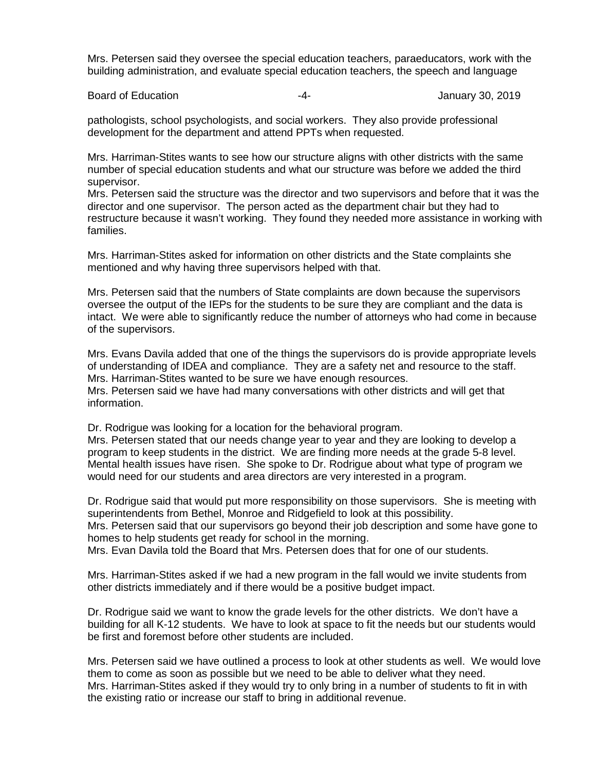Mrs. Petersen said they oversee the special education teachers, paraeducators, work with the building administration, and evaluate special education teachers, the speech and language pathologists, school psychologists, and social workers. They also provide professional development for the department and attend PPTs when requested.

Mrs. Harriman-Stites wants to see how our structure aligns with other districts with the same number of special education students and what our structure was before we added the third supervisor.
Mrs. Petersen said the structure was the director and two supervisors and before that it was the director and one supervisor. The person acted as the department chair but they had to restructure because it wasn't working. They found they needed more assistance in working with families.

Mrs. Harriman-Stites asked for information on other districts and the State complaints she mentioned and why having three supervisors helped with that.

Mrs. Petersen said that the numbers of State complaints are down because the supervisors oversee the output of the IEPs for the students to be sure they are compliant and the data is intact. We were able to significantly reduce the number of attorneys who had come in because of the supervisors.

Mrs. Evans Davila added that one of the things the supervisors do is provide appropriate levels of understanding of IDEA and compliance. They are a safety net and resource to the staff.
Mrs. Harriman-Stites wanted to be sure we have enough resources.
Mrs. Petersen said we have had many conversations with other districts and will get that information.

Dr. Rodrigue was looking for a location for the behavioral program.
Mrs. Petersen stated that our needs change year to year and they are looking to develop a program to keep students in the district. We are finding more needs at the grade 5-8 level. Mental health issues have risen. She spoke to Dr. Rodrigue about what type of program we would need for our students and area directors are very interested in a program.

Dr. Rodrigue said that would put more responsibility on those supervisors. She is meeting with superintendents from Bethel, Monroe and Ridgefield to look at this possibility.
Mrs. Petersen said that our supervisors go beyond their job description and some have gone to homes to help students get ready for school in the morning.
Mrs. Evan Davila told the Board that Mrs. Petersen does that for one of our students.

Mrs. Harriman-Stites asked if we had a new program in the fall would we invite students from other districts immediately and if there would be a positive budget impact.

Dr. Rodrigue said we want to know the grade levels for the other districts. We don't have a building for all K-12 students. We have to look at space to fit the needs but our students would be first and foremost before other students are included.

Mrs. Petersen said we have outlined a process to look at other students as well. We would love them to come as soon as possible but we need to be able to deliver what they need.
Mrs. Harriman-Stites asked if they would try to only bring in a number of students to fit in with the existing ratio or increase our staff to bring in additional revenue.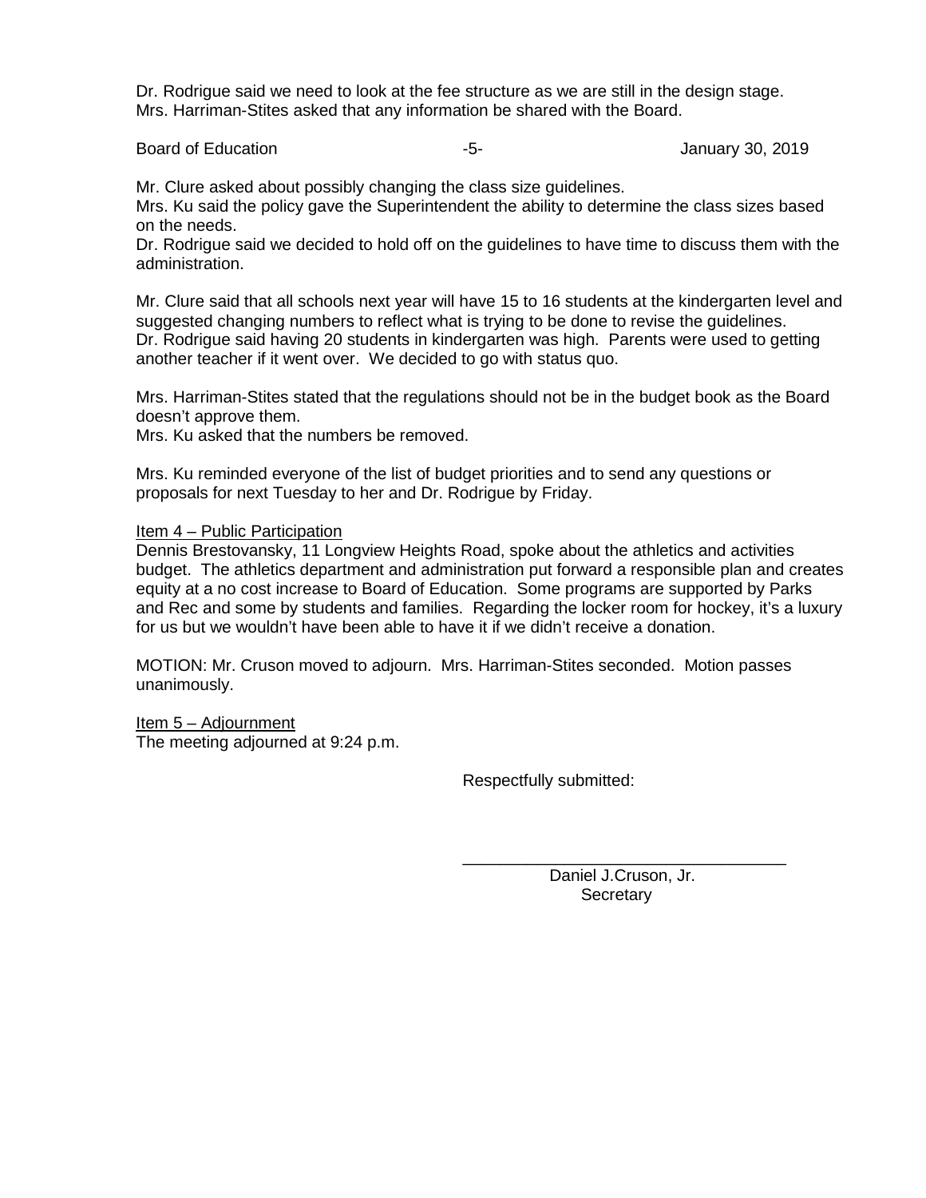Dr. Rodrigue said we need to look at the fee structure as we are still in the design stage. Mrs. Harriman-Stites asked that any information be shared with the Board.

Mr. Clure asked about possibly changing the class size guidelines.
Mrs. Ku said the policy gave the Superintendent the ability to determine the class sizes based on the needs.
Dr. Rodrigue said we decided to hold off on the guidelines to have time to discuss them with the administration.

Mr. Clure said that all schools next year will have 15 to 16 students at the kindergarten level and suggested changing numbers to reflect what is trying to be done to revise the guidelines.
Dr. Rodrigue said having 20 students in kindergarten was high. Parents were used to getting another teacher if it went over. We decided to go with status quo.

Mrs. Harriman-Stites stated that the regulations should not be in the budget book as the Board doesn't approve them.
Mrs. Ku asked that the numbers be removed.

Mrs. Ku reminded everyone of the list of budget priorities and to send any questions or proposals for next Tuesday to her and Dr. Rodrigue by Friday.

Item 4 – Public Participation
Dennis Brestovansky, 11 Longview Heights Road, spoke about the athletics and activities budget. The athletics department and administration put forward a responsible plan and creates equity at a no cost increase to Board of Education. Some programs are supported by Parks and Rec and some by students and families. Regarding the locker room for hockey, it's a luxury for us but we wouldn't have been able to have it if we didn't receive a donation.

MOTION: Mr. Cruson moved to adjourn. Mrs. Harriman-Stites seconded. Motion passes unanimously.

Item 5 – Adjournment
The meeting adjourned at 9:24 p.m.

Respectfully submitted:

\_\_\_\_\_\_\_\_\_\_\_\_\_\_\_\_\_\_\_\_\_\_\_\_\_\_\_\_\_\_\_\_\_\_\_\_
Daniel J.Cruson, Jr.
Secretary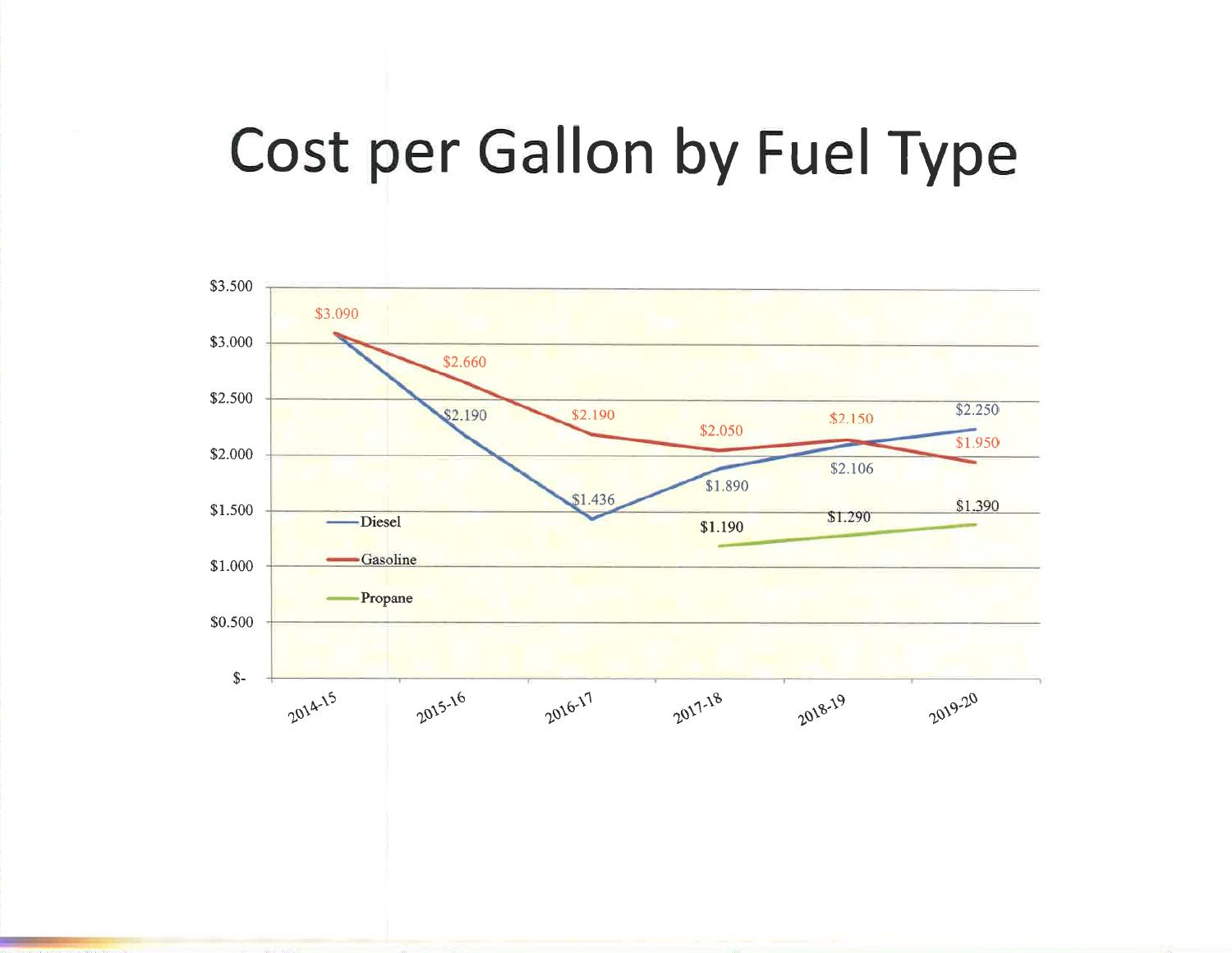# Cost per Gallon by Fuel Type

| Year | Diesel | Gasoline | Propane |
|---|---|---|---|
| 2014-15 | $3.090 | $3.090 | |
| 2015-16 | $2.190 | $2.660 | |
| 2016-17 | $1.436 | $2.190 | |
| 2017-18 | $1.890 | $2.050 | $1.190 |
| 2018-19 | $2.106 | $2.150 | $1.290 |
| 2019-20 | $2.250 | $1.950 | $1.390 |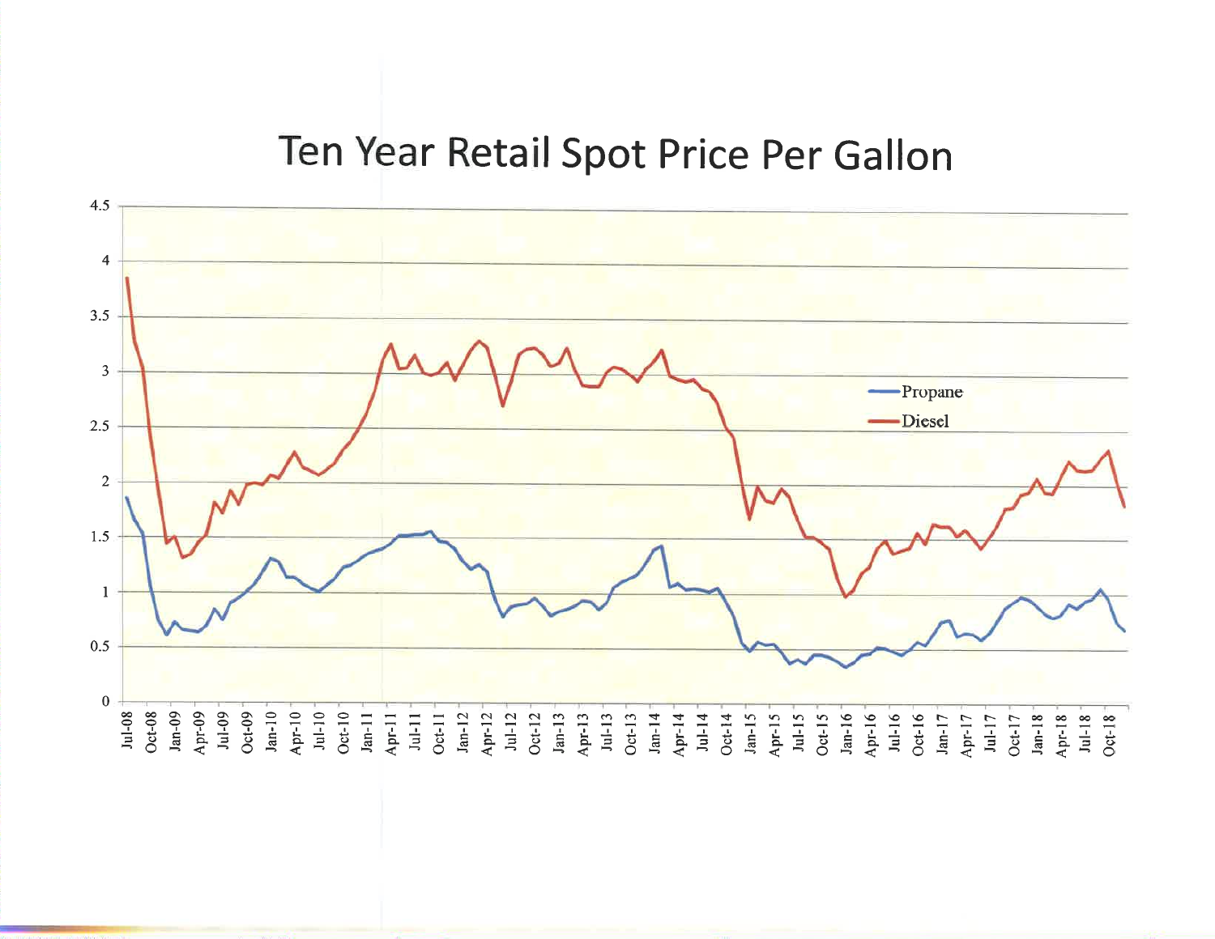# Ten Year Retail Spot Price Per Gallon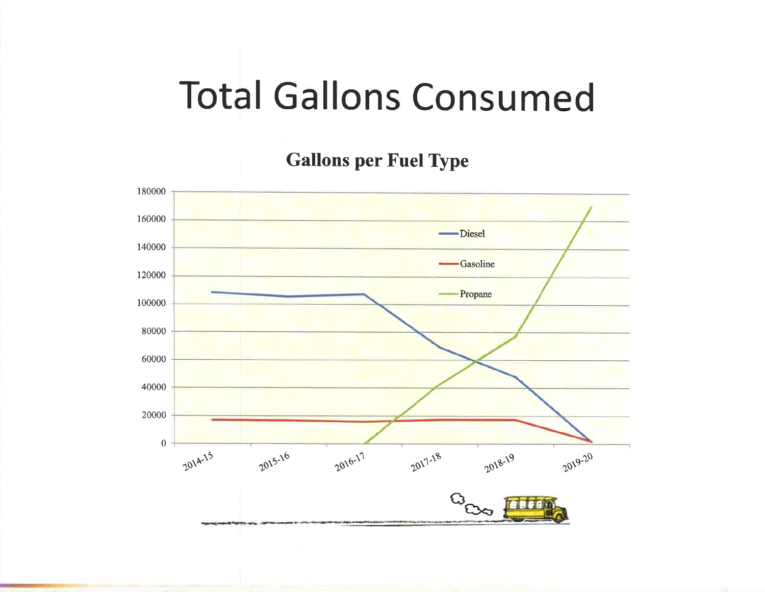# Total Gallons Consumed

## Gallons per Fuel Type

- Diesel
- Gasoline
- Propane

Y-axis: 0, 20000, 40000, 60000, 80000, 100000, 120000, 140000, 160000, 180000

X-axis: 2014-15, 2015-16, 2016-17, 2017-18, 2018-19, 2019-20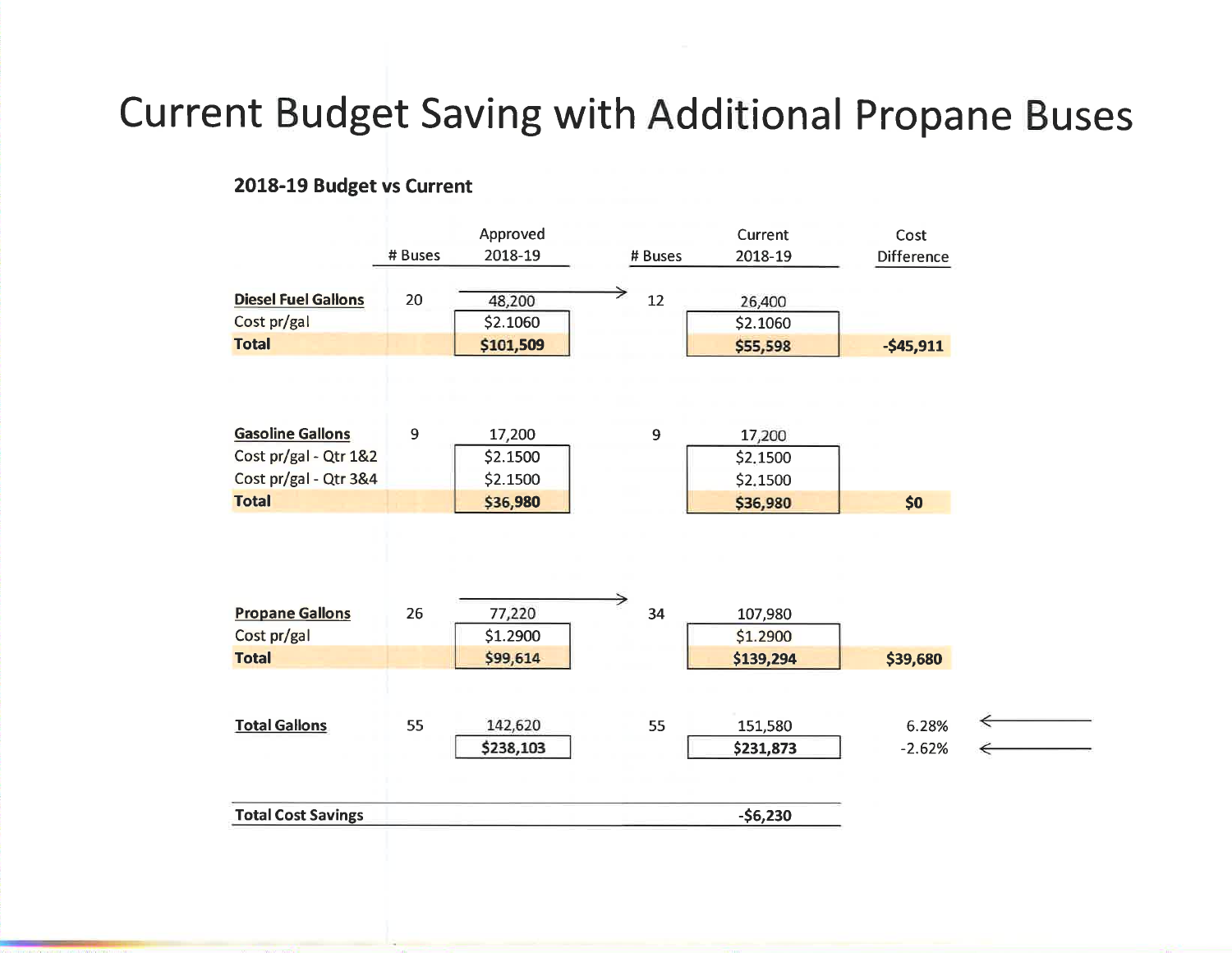# Current Budget Saving with Additional Propane Buses

## 2018-19 Budget vs Current

| | # Buses | Approved 2018-19 | # Buses | Current 2018-19 | Cost Difference |
|---|---|---|---|---|---|
| **Diesel Fuel Gallons** | 20 | 48,200 → | 12 | 26,400 | |
| Cost pr/gal | | $2.1060 | | $2.1060 | |
| **Total** | | **$101,509** | | **$55,598** | **-$45,911** |
| **Gasoline Gallons** | 9 | 17,200 | 9 | 17,200 | |
| Cost pr/gal - Qtr 1&2 | | $2.1500 | | $2.1500 | |
| Cost pr/gal - Qtr 3&4 | | $2.1500 | | $2.1500 | |
| **Total** | | **$36,980** | | **$36,980** | **$0** |
| **Propane Gallons** | 26 | 77,220 → | 34 | 107,980 | |
| Cost pr/gal | | $1.2900 | | $1.2900 | |
| **Total** | | **$99,614** | | **$139,294** | **$39,680** |
| **Total Gallons** | 55 | 142,620 | 55 | 151,580 | 6.28% ← |
| | | **$238,103** | | **$231,873** | -2.62% ← |
| **Total Cost Savings** | | | | **-$6,230** | |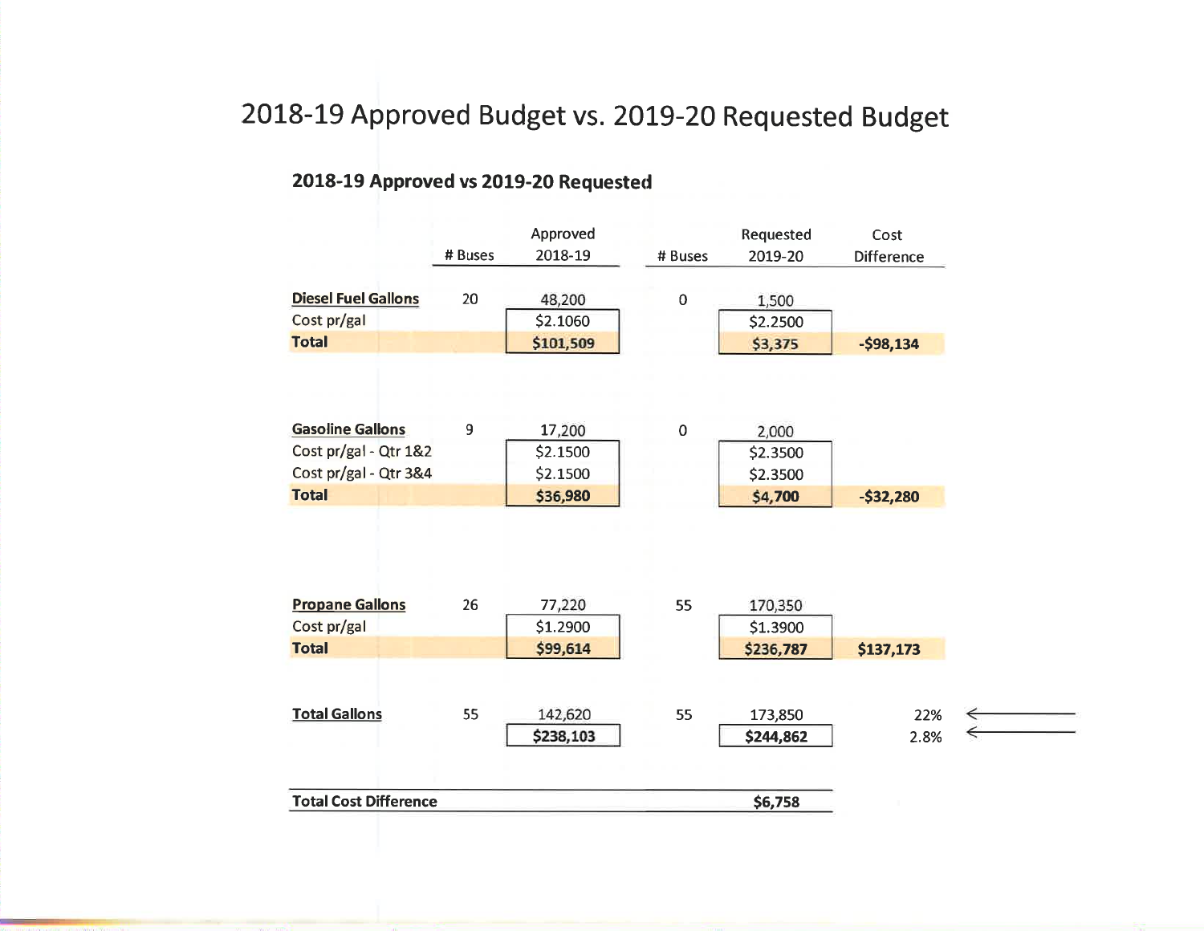# 2018-19 Approved Budget vs. 2019-20 Requested Budget

## 2018-19 Approved vs 2019-20 Requested

| | # Buses | Approved 2018-19 | # Buses | Requested 2019-20 | Cost Difference |
|---|---|---|---|---|---|
| **Diesel Fuel Gallons** | 20 | 48,200 | 0 | 1,500 | |
| Cost pr/gal | | $2.1060 | | $2.2500 | |
| **Total** | | **$101,509** | | **$3,375** | **-$98,134** |
| | | | | | |
| **Gasoline Gallons** | 9 | 17,200 | 0 | 2,000 | |
| Cost pr/gal - Qtr 1&2 | | $2.1500 | | $2.3500 | |
| Cost pr/gal - Qtr 3&4 | | $2.1500 | | $2.3500 | |
| **Total** | | **$36,980** | | **$4,700** | **-$32,280** |
| | | | | | |
| **Propane Gallons** | 26 | 77,220 | 55 | 170,350 | |
| Cost pr/gal | | $1.2900 | | $1.3900 | |
| **Total** | | **$99,614** | | **$236,787** | **$137,173** |
| | | | | | |
| **Total Gallons** | 55 | 142,620 | 55 | 173,850 | 22% ← |
| | | **$238,103** | | **$244,862** | 2.8% ← |
| | | | | | |
| **Total Cost Difference** | | | | **$6,758** | |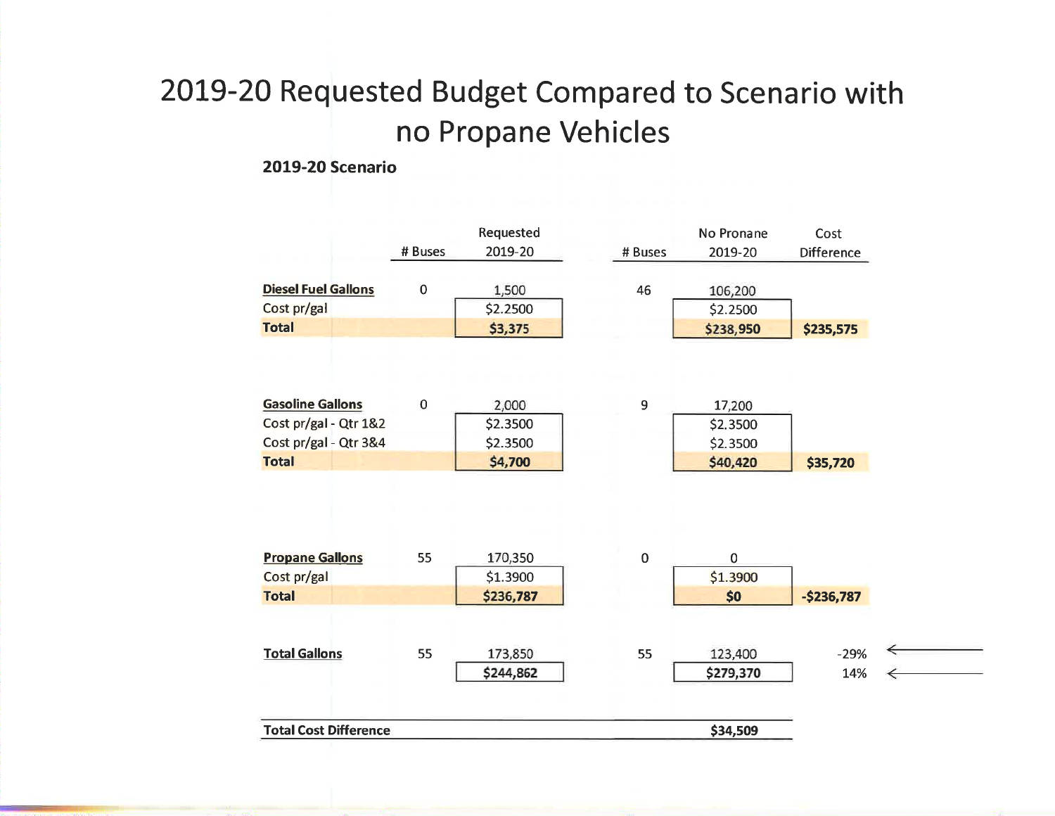# 2019-20 Requested Budget Compared to Scenario with no Propane Vehicles

**2019-20 Scenario**

| | # Buses | Requested 2019-20 | # Buses | No Pronane 2019-20 | Cost Difference |
|---|---|---|---|---|---|
| **Diesel Fuel Gallons** | 0 | 1,500 | 46 | 106,200 | |
| Cost pr/gal | | $2.2500 | | $2.2500 | |
| **Total** | | **$3,375** | | **$238,950** | **$235,575** |
| | | | | | |
| **Gasoline Gallons** | 0 | 2,000 | 9 | 17,200 | |
| Cost pr/gal - Qtr 1&2 | | $2.3500 | | $2.3500 | |
| Cost pr/gal - Qtr 3&4 | | $2.3500 | | $2.3500 | |
| **Total** | | **$4,700** | | **$40,420** | **$35,720** |
| | | | | | |
| **Propane Gallons** | 55 | 170,350 | 0 | 0 | |
| Cost pr/gal | | $1.3900 | | $1.3900 | |
| **Total** | | **$236,787** | | **$0** | **-$236,787** |
| | | | | | |
| **Total Gallons** | 55 | 173,850 | 55 | 123,400 | -29% |
| | | $244,862 | | $279,370 | 14% |
| | | | | | |
| **Total Cost Difference** | | | | $34,509 | |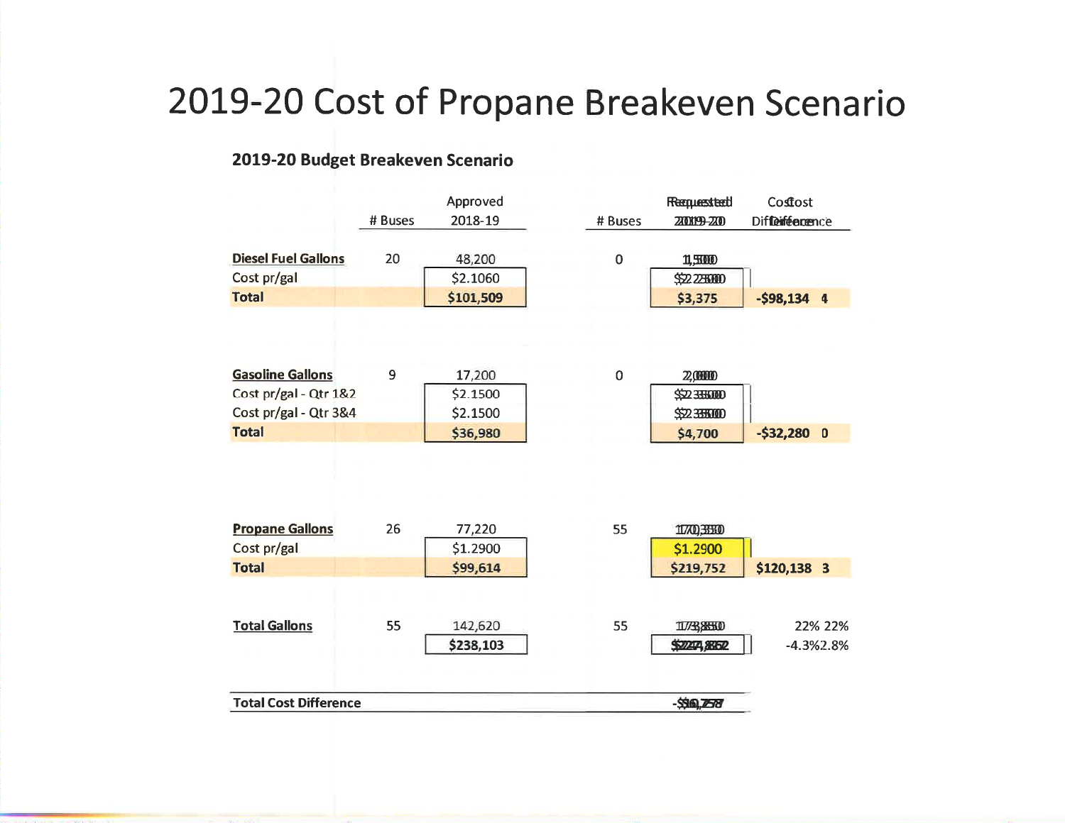# 2019-20 Cost of Propane Breakeven Scenario

## 2019-20 Budget Breakeven Scenario

| | # Buses | Approved 2018-19 | # Buses | Requested 2019-20 | Cost Difference |
|---|---|---|---|---|---|
| **Diesel Fuel Gallons** | 20 | 48,200 | 0 | 1,500 | |
| Cost pr/gal | | $2.1060 | | $2.2500 | |
| **Total** | | **$101,509** | | **$3,375** | **-$98,134** 4 |
| | | | | | |
| **Gasoline Gallons** | 9 | 17,200 | 0 | 2,000 | |
| Cost pr/gal - Qtr 1&2 | | $2.1500 | | $2.3500 | |
| Cost pr/gal - Qtr 3&4 | | $2.1500 | | $2.3500 | |
| **Total** | | **$36,980** | | **$4,700** | **-$32,280** 0 |
| | | | | | |
| **Propane Gallons** | 26 | 77,220 | 55 | 170,350 | |
| Cost pr/gal | | $1.2900 | | $1.2900 | |
| **Total** | | **$99,614** | | **$219,752** | **$120,138** 3 |
| | | | | | |
| **Total Gallons** | 55 | 142,620 | 55 | 173,850 | 22% |
| | | **$238,103** | | **$227,827** | -4.3% |
| | | | | | |
| **Total Cost Difference** | | | | **-$10,276** | |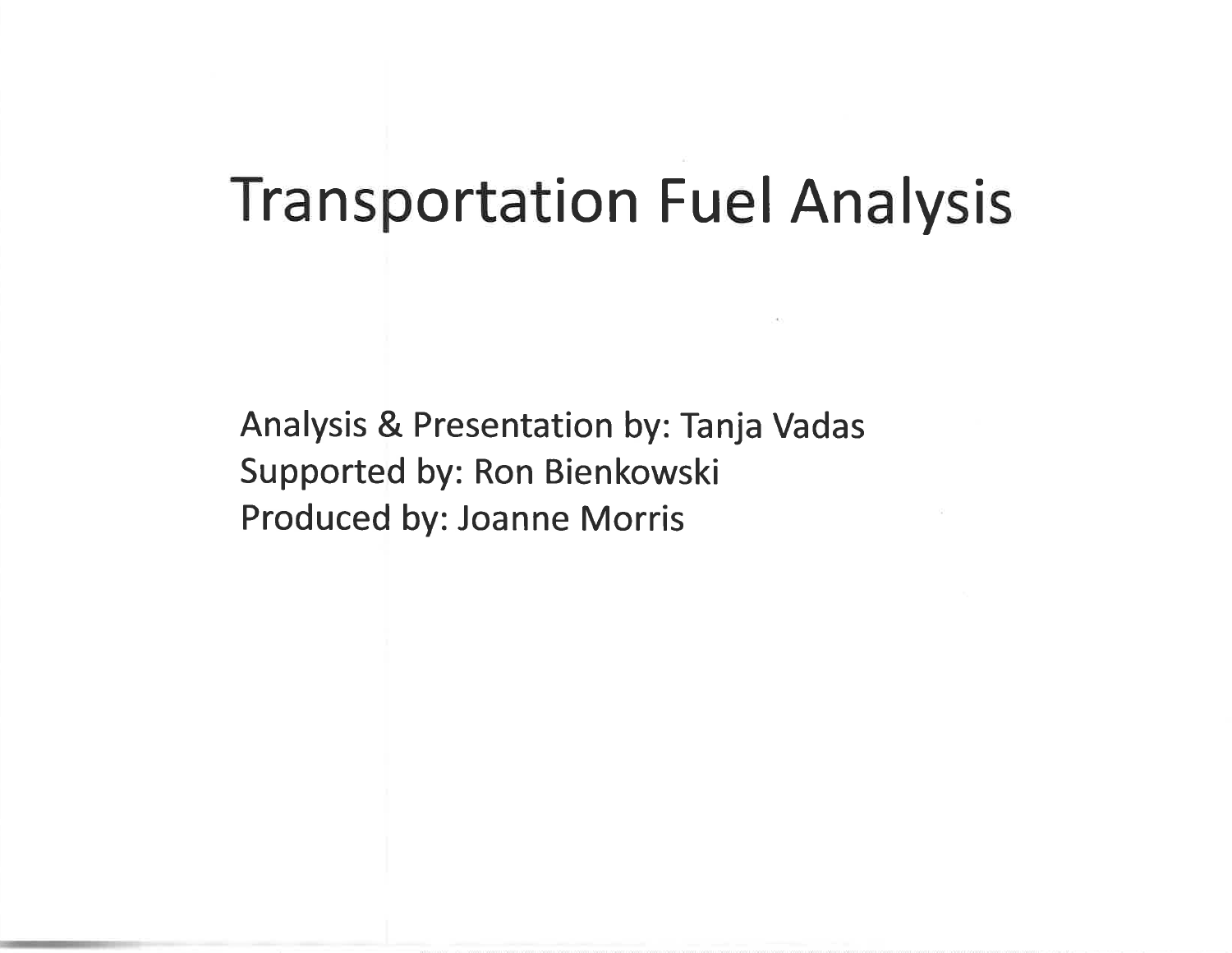# Transportation Fuel Analysis

Analysis & Presentation by: Tanja Vadas
Supported by: Ron Bienkowski
Produced by: Joanne Morris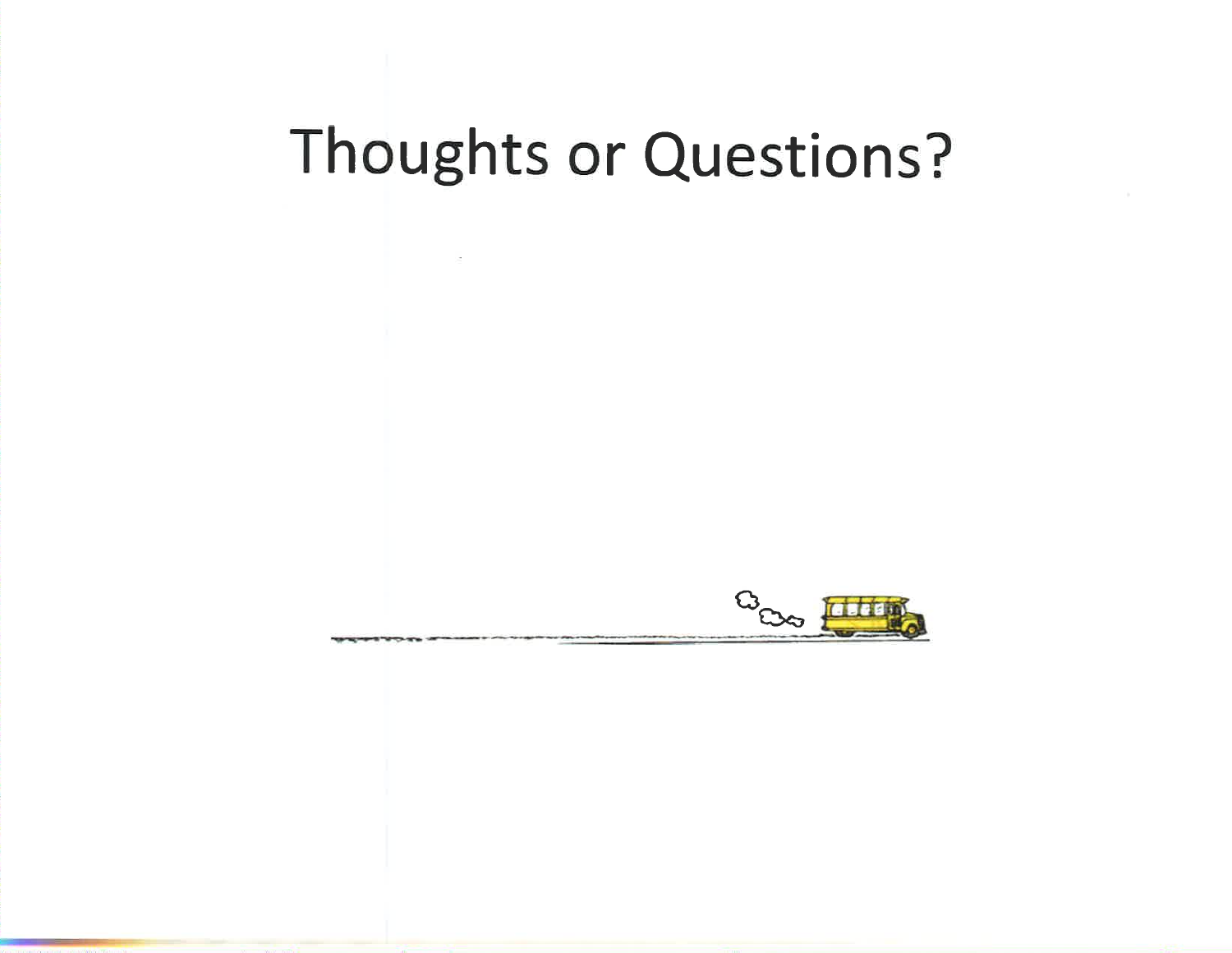# Thoughts or Questions?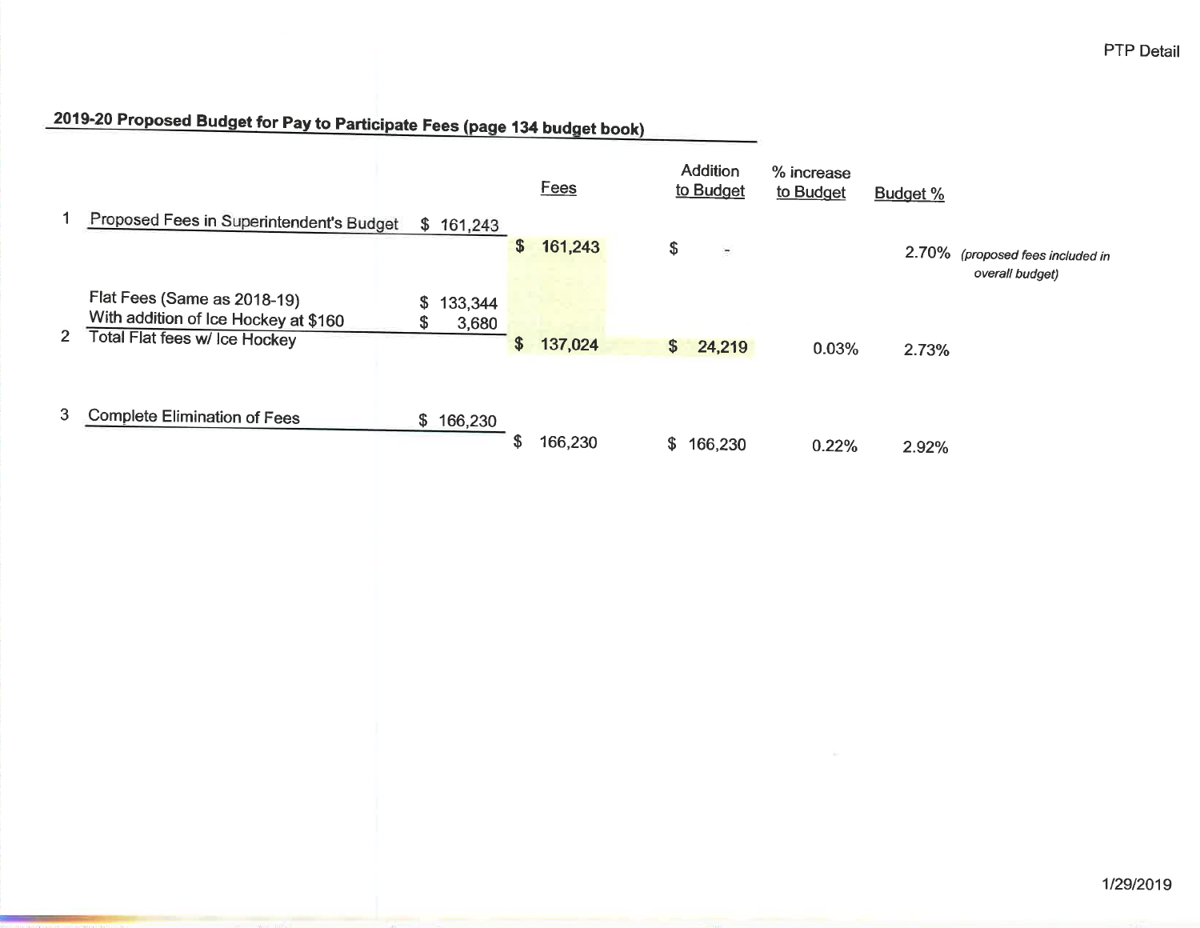PTP Detail

## 2019-20 Proposed Budget for Pay to Participate Fees (page 134 budget book)

| | | | Fees | Addition to Budget | % increase to Budget | Budget % | |
|---|---|---|---|---|---|---|---|
| 1 | Proposed Fees in Superintendent's Budget | $ 161,243 | | | | | |
| | | | $ 161,243 | $ - | | 2.70% | *(proposed fees included in overall budget)* |
| | Flat Fees (Same as 2018-19) | $ 133,344 | | | | | |
| | With addition of Ice Hockey at $160 | $ 3,680 | | | | | |
| 2 | Total Flat fees w/ Ice Hockey | | $ 137,024 | $ 24,219 | 0.03% | 2.73% | |
| 3 | Complete Elimination of Fees | $ 166,230 | | | | | |
| | | | $ 166,230 | $ 166,230 | 0.22% | 2.92% | |

1/29/2019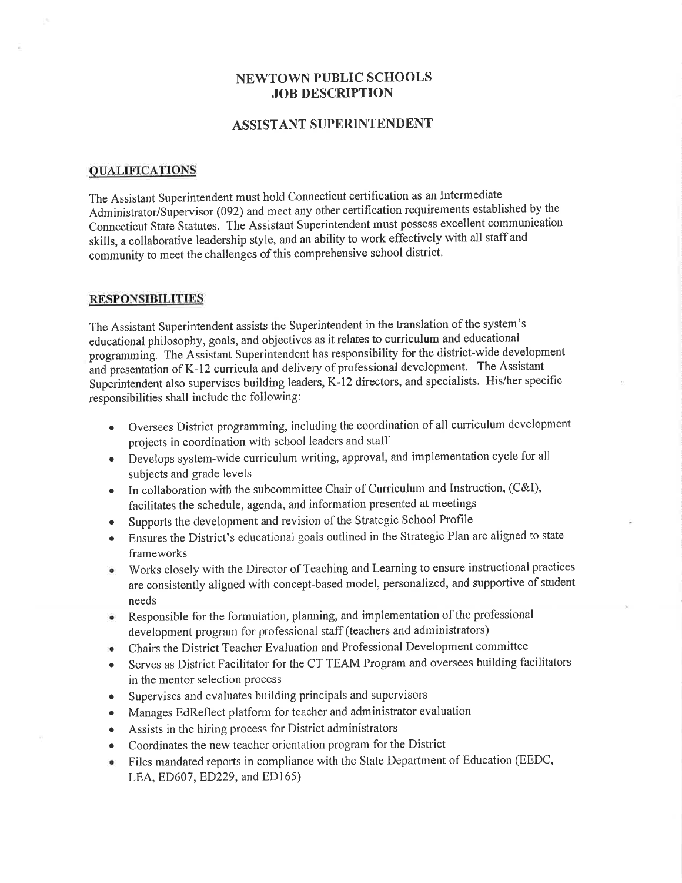# NEWTOWN PUBLIC SCHOOLS
# JOB DESCRIPTION

## ASSISTANT SUPERINTENDENT

### QUALIFICATIONS

The Assistant Superintendent must hold Connecticut certification as an Intermediate Administrator/Supervisor (092) and meet any other certification requirements established by the Connecticut State Statutes. The Assistant Superintendent must possess excellent communication skills, a collaborative leadership style, and an ability to work effectively with all staff and community to meet the challenges of this comprehensive school district.

### RESPONSIBILITIES

The Assistant Superintendent assists the Superintendent in the translation of the system's educational philosophy, goals, and objectives as it relates to curriculum and educational programming. The Assistant Superintendent has responsibility for the district-wide development and presentation of K-12 curricula and delivery of professional development. The Assistant Superintendent also supervises building leaders, K-12 directors, and specialists. His/her specific responsibilities shall include the following:

- Oversees District programming, including the coordination of all curriculum development projects in coordination with school leaders and staff
- Develops system-wide curriculum writing, approval, and implementation cycle for all subjects and grade levels
- In collaboration with the subcommittee Chair of Curriculum and Instruction, (C&I), facilitates the schedule, agenda, and information presented at meetings
- Supports the development and revision of the Strategic School Profile
- Ensures the District's educational goals outlined in the Strategic Plan are aligned to state frameworks
- Works closely with the Director of Teaching and Learning to ensure instructional practices are consistently aligned with concept-based model, personalized, and supportive of student needs
- Responsible for the formulation, planning, and implementation of the professional development program for professional staff (teachers and administrators)
- Chairs the District Teacher Evaluation and Professional Development committee
- Serves as District Facilitator for the CT TEAM Program and oversees building facilitators in the mentor selection process
- Supervises and evaluates building principals and supervisors
- Manages EdReflect platform for teacher and administrator evaluation
- Assists in the hiring process for District administrators
- Coordinates the new teacher orientation program for the District
- Files mandated reports in compliance with the State Department of Education (EEDC, LEA, ED607, ED229, and ED165)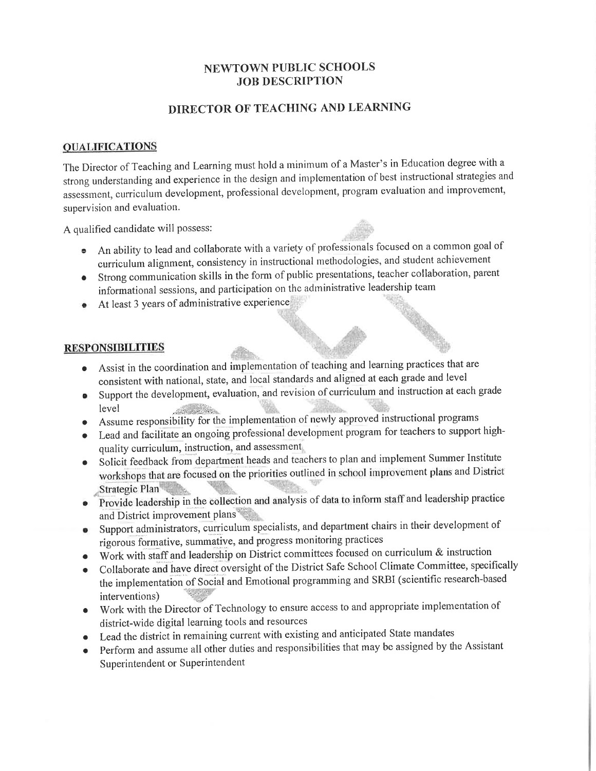# NEWTOWN PUBLIC SCHOOLS
# JOB DESCRIPTION

## DIRECTOR OF TEACHING AND LEARNING

### QUALIFICATIONS

The Director of Teaching and Learning must hold a minimum of a Master's in Education degree with a strong understanding and experience in the design and implementation of best instructional strategies and assessment, curriculum development, professional development, program evaluation and improvement, supervision and evaluation.

A qualified candidate will possess:

- An ability to lead and collaborate with a variety of professionals focused on a common goal of curriculum alignment, consistency in instructional methodologies, and student achievement
- Strong communication skills in the form of public presentations, teacher collaboration, parent informational sessions, and participation on the administrative leadership team
- At least 3 years of administrative experience

### RESPONSIBILITIES

- Assist in the coordination and implementation of teaching and learning practices that are consistent with national, state, and local standards and aligned at each grade and level
- Support the development, evaluation, and revision of curriculum and instruction at each grade level
- Assume responsibility for the implementation of newly approved instructional programs
- Lead and facilitate an ongoing professional development program for teachers to support high-quality curriculum, instruction, and assessment
- Solicit feedback from department heads and teachers to plan and implement Summer Institute workshops that are focused on the priorities outlined in school improvement plans and District Strategic Plan
- Provide leadership in the collection and analysis of data to inform staff and leadership practice and District improvement plans
- Support administrators, curriculum specialists, and department chairs in their development of rigorous formative, summative, and progress monitoring practices
- Work with staff and leadership on District committees focused on curriculum & instruction
- Collaborate and have direct oversight of the District Safe School Climate Committee, specifically the implementation of Social and Emotional programming and SRBI (scientific research-based interventions)
- Work with the Director of Technology to ensure access to and appropriate implementation of district-wide digital learning tools and resources
- Lead the district in remaining current with existing and anticipated State mandates
- Perform and assume all other duties and responsibilities that may be assigned by the Assistant Superintendent or Superintendent